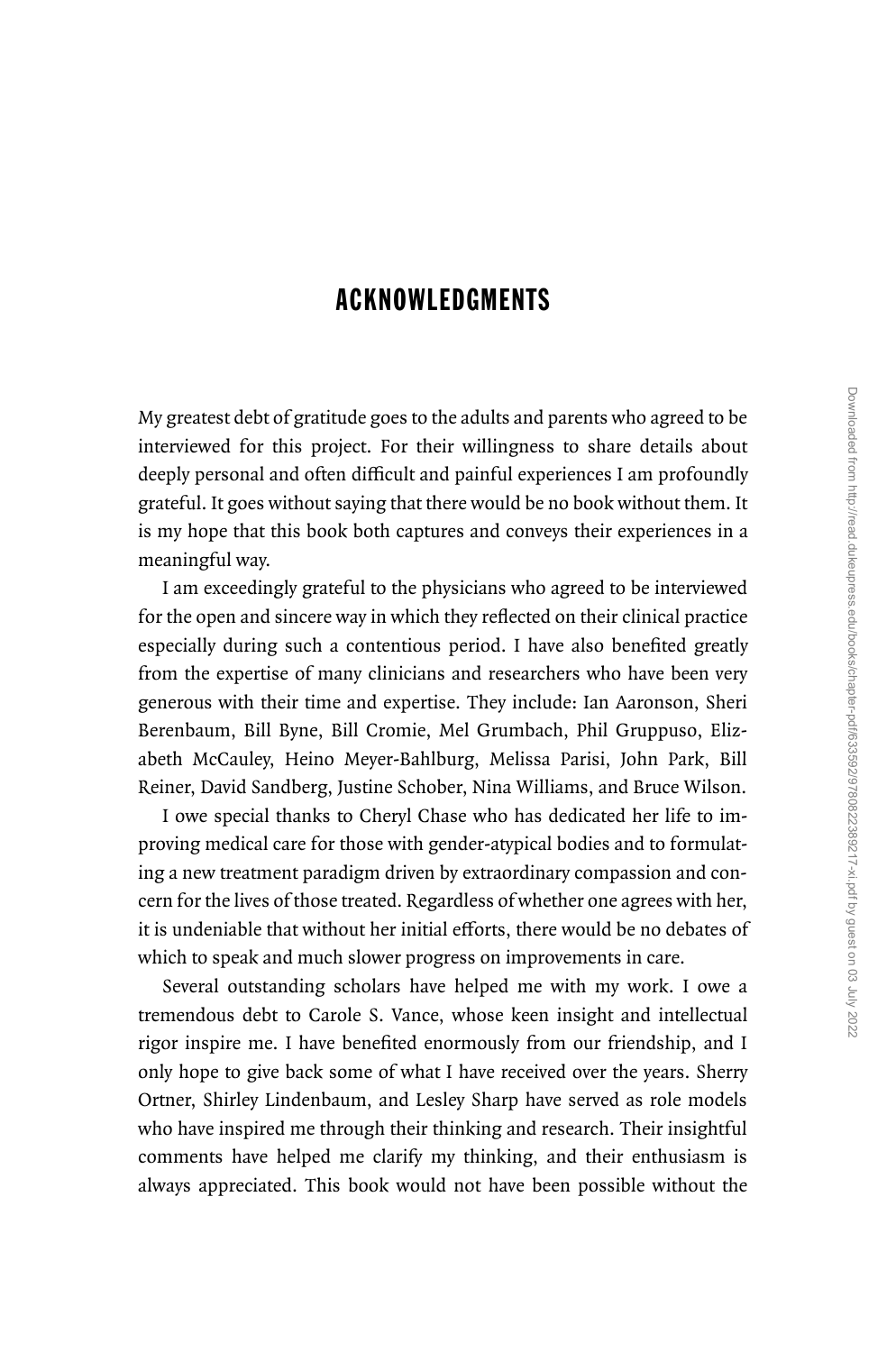# ACKNOWLEDGMENTS

My greatest debt of gratitude goes to the adults and parents who agreed to be interviewed for this project. For their willingness to share details about deeply personal and often difficult and painful experiences I am profoundly grateful. It goes without saying that there would be no book without them. It is my hope that this book both captures and conveys their experiences in a meaningful way.

I am exceedingly grateful to the physicians who agreed to be interviewed for the open and sincere way in which they reflected on their clinical practice especially during such a contentious period. I have also benefited greatly from the expertise of many clinicians and researchers who have been very generous with their time and expertise. They include: Ian Aaronson, Sheri Berenbaum, Bill Byne, Bill Cromie, Mel Grumbach, Phil Gruppuso, Elizabeth McCauley, Heino Meyer-Bahlburg, Melissa Parisi, John Park, Bill Reiner, David Sandberg, Justine Schober, Nina Williams, and Bruce Wilson.

I owe special thanks to Cheryl Chase who has dedicated her life to improving medical care for those with gender-atypical bodies and to formulating a new treatment paradigm driven by extraordinary compassion and concern for the lives of those treated. Regardless of whether one agrees with her, it is undeniable that without her initial efforts, there would be no debates of which to speak and much slower progress on improvements in care.

Several outstanding scholars have helped me with my work. I owe a tremendous debt to Carole S. Vance, whose keen insight and intellectual rigor inspire me. I have benefited enormously from our friendship, and I only hope to give back some of what I have received over the years. Sherry Ortner, Shirley Lindenbaum, and Lesley Sharp have served as role models who have inspired me through their thinking and research. Their insightful comments have helped me clarify my thinking, and their enthusiasm is always appreciated. This book would not have been possible without the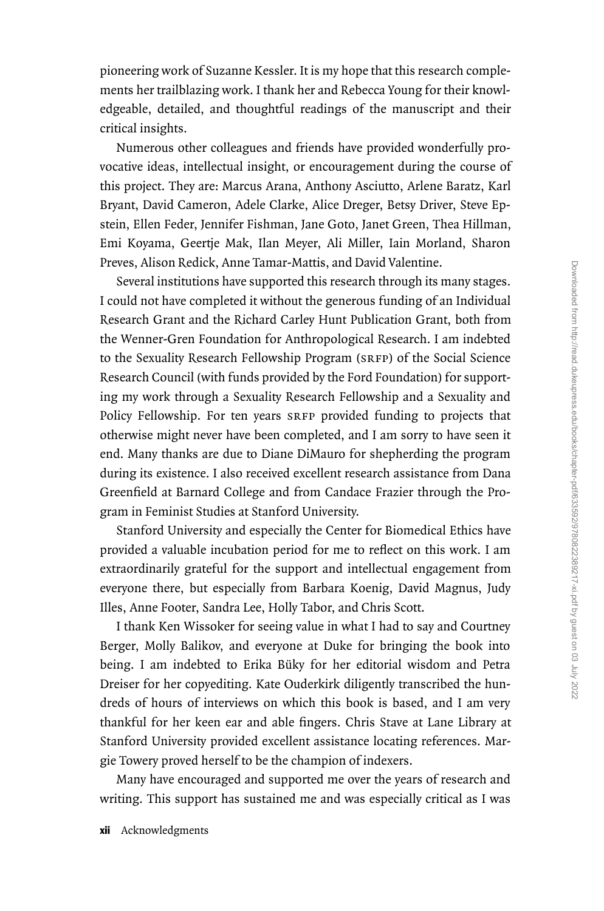pioneering work of Suzanne Kessler. It is my hope that this research complements her trailblazing work. I thank her and Rebecca Young for their knowledgeable, detailed, and thoughtful readings of the manuscript and their critical insights.

Numerous other colleagues and friends have provided wonderfully provocative ideas, intellectual insight, or encouragement during the course of this project. They are: Marcus Arana, Anthony Asciutto, Arlene Baratz, Karl Bryant, David Cameron, Adele Clarke, Alice Dreger, Betsy Driver, Steve Epstein, Ellen Feder, Jennifer Fishman, Jane Goto, Janet Green, Thea Hillman, Emi Koyama, Geertje Mak, Ilan Meyer, Ali Miller, Iain Morland, Sharon Preves, Alison Redick, Anne Tamar-Mattis, and David Valentine.

Several institutions have supported this research through its many stages. I could not have completed it without the generous funding of an Individual Research Grant and the Richard Carley Hunt Publication Grant, both from the Wenner-Gren Foundation for Anthropological Research. I am indebted to the Sexuality Research Fellowship Program (SRFP) of the Social Science Research Council (with funds provided by the Ford Foundation) for supporting my work through a Sexuality Research Fellowship and a Sexuality and Policy Fellowship. For ten years SRFP provided funding to projects that otherwise might never have been completed, and I am sorry to have seen it end. Many thanks are due to Diane DiMauro for shepherding the program during its existence. I also received excellent research assistance from Dana Greenfield at Barnard College and from Candace Frazier through the Program in Feminist Studies at Stanford University.

Stanford University and especially the Center for Biomedical Ethics have provided a valuable incubation period for me to reflect on this work. I am extraordinarily grateful for the support and intellectual engagement from everyone there, but especially from Barbara Koenig, David Magnus, Judy Illes, Anne Footer, Sandra Lee, Holly Tabor, and Chris Scott.

I thank Ken Wissoker for seeing value in what I had to say and Courtney Berger, Molly Balikov, and everyone at Duke for bringing the book into being. I am indebted to Erika Büky for her editorial wisdom and Petra Dreiser for her copyediting. Kate Ouderkirk diligently transcribed the hundreds of hours of interviews on which this book is based, and I am very thankful for her keen ear and able fingers. Chris Stave at Lane Library at Stanford University provided excellent assistance locating references. Margie Towery proved herself to be the champion of indexers.

Many have encouraged and supported me over the years of research and writing. This support has sustained me and was especially critical as I was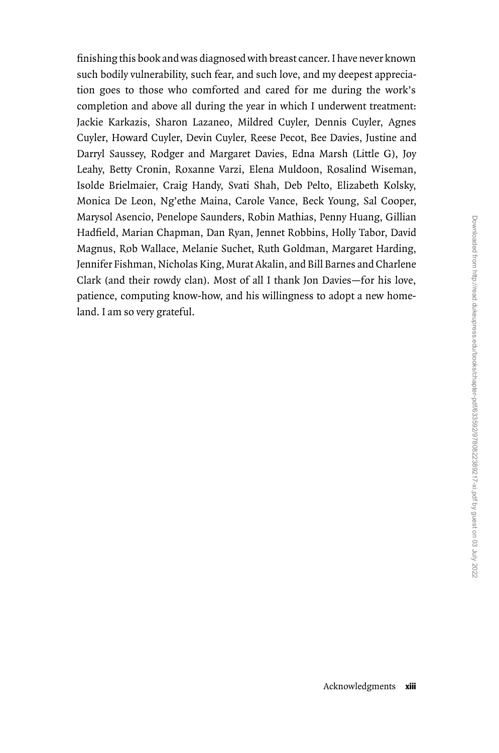finishing this book and was diagnosed with breast cancer. I have never known such bodily vulnerability, such fear, and such love, and my deepest appreciation goes to those who comforted and cared for me during the work's completion and above all during the year in which I underwent treatment: Jackie Karkazis, Sharon Lazaneo, Mildred Cuyler, Dennis Cuyler, Agnes Cuyler, Howard Cuyler, Devin Cuyler, Reese Pecot, Bee Davies, Justine and Darryl Saussey, Rodger and Margaret Davies, Edna Marsh (Little G), Joy Leahy, Betty Cronin, Roxanne Varzi, Elena Muldoon, Rosalind Wiseman, Isolde Brielmaier, Craig Handy, Svati Shah, Deb Pelto, Elizabeth Kolsky, Monica De Leon, Ng'ethe Maina, Carole Vance, Beck Young, Sal Cooper, Marysol Asencio, Penelope Saunders, Robin Mathias, Penny Huang, Gillian Hadfield, Marian Chapman, Dan Ryan, Jennet Robbins, Holly Tabor, David Magnus, Rob Wallace, Melanie Suchet, Ruth Goldman, Margaret Harding, Jennifer Fishman, Nicholas King, Murat Akalin, and Bill Barnes and Charlene Clark (and their rowdy clan). Most of all I thank Jon Davies—for his love, patience, computing know-how, and his willingness to adopt a new homeland. I am so very grateful.